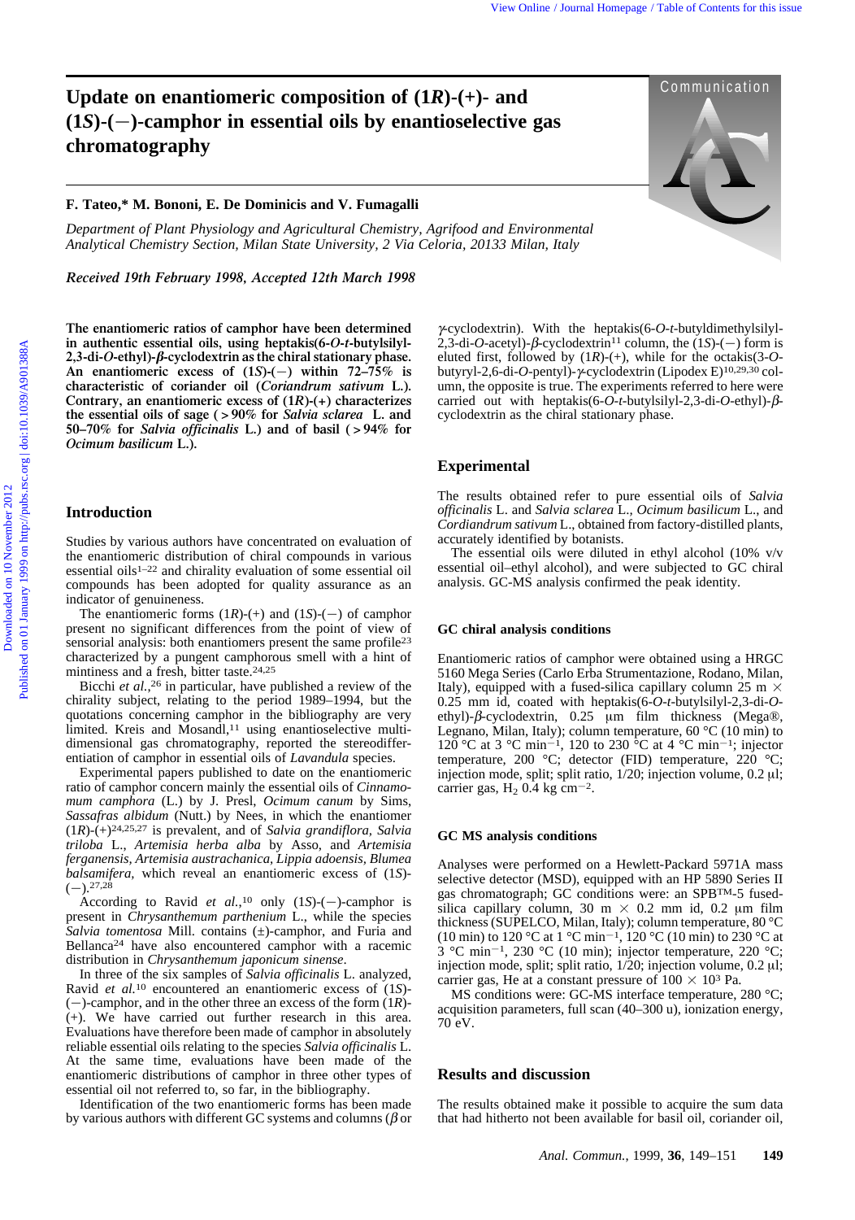# Update on enantiomeric composition of (1*R*)-(+)- and (1*S*)-(−)-camphor in essential oils by enantioselective gas chromatography

Communication

**F. Tateo,\* M. Bononi, E. De Dominicis and V. Fumagalli**

*Department of Plant Physiology and Agricultural Chemistry, Agrifood and Environmental Analytical Chemistry Section, Milan State University, 2 Via Celoria, 20133 Milan, Italy*

*Received 19th February 1998, Accepted 12th March 1998*

**The enantiomeric ratios of camphor have been determined in authentic essential oils, using heptakis(6-*O*-*t*-butylsilyl-2,3-di-*O*-ethyl)-β-cyclodextrin as the chiral stationary phase. An enantiomeric excess of (1*S*)-(−) within 72–75% is characteristic of coriander oil (*Coriandrum sativum* L.). Contrary, an enantiomeric excess of (1*R*)-(+) characterizes the essential oils of sage (>90% for *Salvia sclarea* L. and 50–70% for *Salvia officinalis* L.) and of basil (>94% for *Ocimum basilicum* L.).**

## Introduction

Studies by various authors have concentrated on evaluation of the enantiomeric distribution of chiral compounds in various essential oils[1–22] and chirality evaluation of some essential oil compounds has been adopted for quality assurance as an indicator of genuineness.

The enantiomeric forms (1*R*)-(+) and (1*S*)-(−) of camphor present no significant differences from the point of view of sensorial analysis: both enantiomers present the same profile[23] characterized by a pungent camphorous smell with a hint of mintiness and a fresh, bitter taste.[24,25]

Bicchi *et al.*,[26] in particular, have published a review of the chirality subject, relating to the period 1989–1994, but the quotations concerning camphor in the bibliography are very limited. Kreis and Mosandl,[11] using enantioselective multidimensional gas chromatography, reported the stereodifferentiation of camphor in essential oils of *Lavandula* species.

Experimental papers published to date on the enantiomeric ratio of camphor concern mainly the essential oils of *Cinnamomum camphora* (L.) by J. Presl, *Ocimum canum* by Sims, *Sassafras albidum* (Nutt.) by Nees, in which the enantiomer (1*R*)-(+)[24,25,27] is prevalent, and of *Salvia grandiflora, Salvia triloba* L., *Artemisia herba alba* by Asso, and *Artemisia ferganensis, Artemisia austrachanica, Lippia adoensis, Blumea balsamifera*, which reveal an enantiomeric excess of (1*S*)-(−).[27,28]

According to Ravid *et al.*,[10] only (1*S*)-(−)-camphor is present in *Chrysanthemum parthenium* L., while the species *Salvia tomentosa* Mill. contains (±)-camphor, and Furia and Bellanca[24] have also encountered camphor with a racemic distribution in *Chrysanthemum japonicum sinense*.

In three of the six samples of *Salvia officinalis* L. analyzed, Ravid *et al.*[10] encountered an enantiomeric excess of (1*S*)-(−)-camphor, and in the other three an excess of the form (1*R*)-(+). We have carried out further research in this area. Evaluations have therefore been made of camphor in absolutely reliable essential oils relating to the species *Salvia officinalis* L. At the same time, evaluations have been made of the enantiomeric distributions of camphor in three other types of essential oil not referred to, so far, in the bibliography.

Identification of the two enantiomeric forms has been made by various authors with different GC systems and columns (β or γ-cyclodextrin). With the heptakis(6-*O*-*t*-butyldimethylsilyl-2,3-di-*O*-acetyl)-β-cyclodextrin[11] column, the (1*S*)-(−) form is eluted first, followed by (1*R*)-(+), while for the octakis(3-*O*-butyryl-2,6-di-*O*-pentyl)-γ-cyclodextrin (Lipodex E)[10,29,30] column, the opposite is true. The experiments referred to here were carried out with heptakis(6-*O*-*t*-butylsilyl-2,3-di-*O*-ethyl)-β-cyclodextrin as the chiral stationary phase.

## Experimental

The results obtained refer to pure essential oils of *Salvia officinalis* L. and *Salvia sclarea* L., *Ocimum basilicum* L., and *Cordiandrum sativum* L., obtained from factory-distilled plants, accurately identified by botanists.

The essential oils were diluted in ethyl alcohol (10% v/v essential oil–ethyl alcohol), and were subjected to GC chiral analysis. GC-MS analysis confirmed the peak identity.

### GC chiral analysis conditions

Enantiomeric ratios of camphor were obtained using a HRGC 5160 Mega Series (Carlo Erba Strumentazione, Rodano, Milan, Italy), equipped with a fused-silica capillary column 25 m × 0.25 mm id, coated with heptakis(6-*O*-*t*-butylsilyl-2,3-di-*O*-ethyl)-β-cyclodextrin, 0.25 µm film thickness (Mega®, Legnano, Milan, Italy); column temperature, 60 °C (10 min) to 120 °C at 3 °C $min^{-1}$, 120 to 230 °C at 4 °C $min^{-1}$; injector temperature, 200 °C; detector (FID) temperature, 220 °C; injection mode, split; split ratio, 1/20; injection volume, 0.2 µl; carrier gas, $H_2$ 0.4 kg $cm^{-2}$.

### GC MS analysis conditions

Analyses were performed on a Hewlett-Packard 5971A mass selective detector (MSD), equipped with an HP 5890 Series II gas chromatograph; GC conditions were: an SPB™-5 fused-silica capillary column, 30 m × 0.2 mm id, 0.2 µm film thickness (SUPELCO, Milan, Italy); column temperature, 80 °C (10 min) to 120 °C at 1 °C $min^{-1}$, 120 °C (10 min) to 230 °C at 3 °C $min^{-1}$, 230 °C (10 min); injector temperature, 220 °C; injection mode, split; split ratio, 1/20; injection volume, 0.2 µl; carrier gas, He at a constant pressure of 100 × $10^3$ Pa.

MS conditions were: GC-MS interface temperature, 280 °C; acquisition parameters, full scan (40–300 u), ionization energy, 70 eV.

## Results and discussion

The results obtained make it possible to acquire the sum data that had hitherto not been available for basil oil, coriander oil,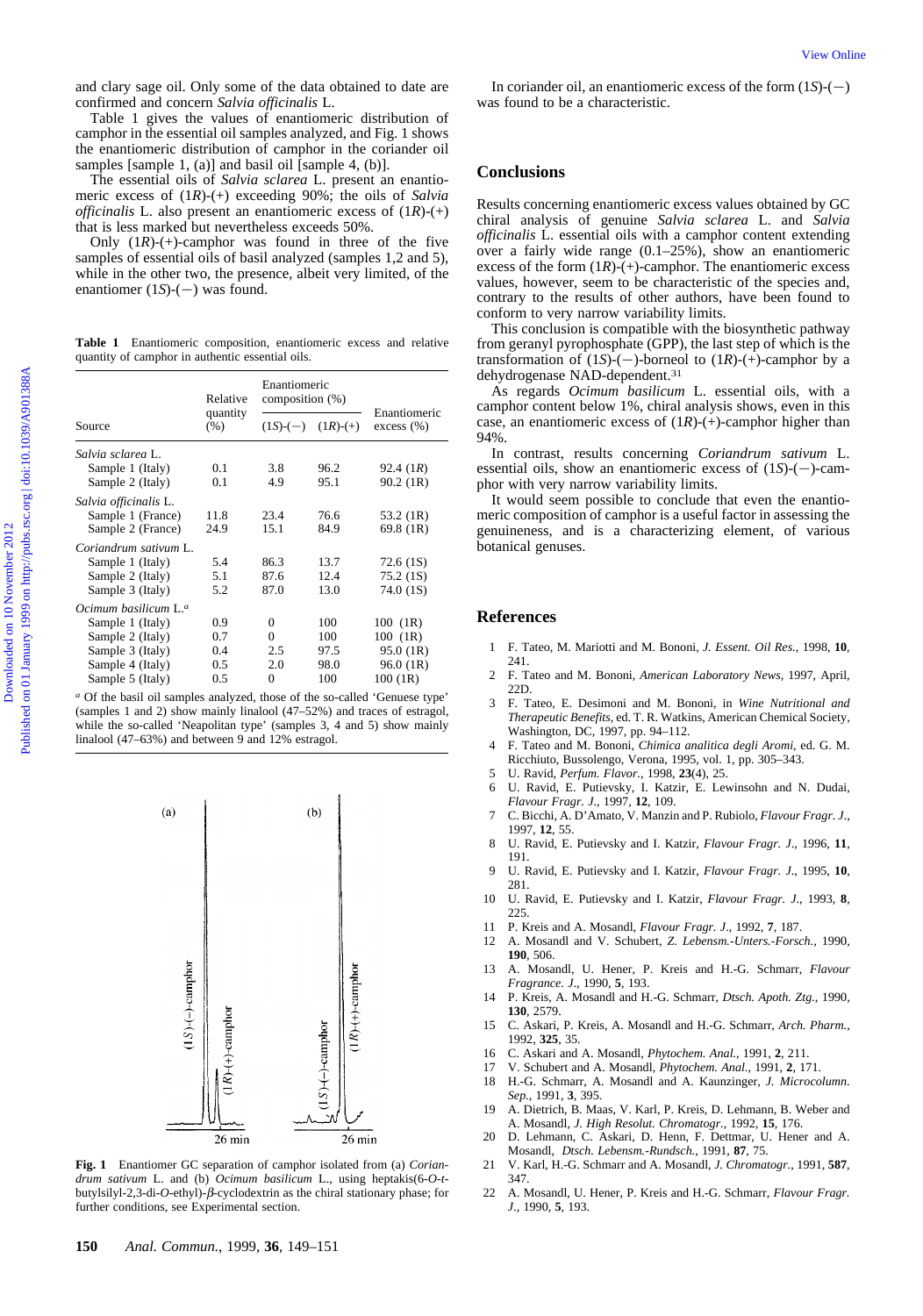and clary sage oil. Only some of the data obtained to date are confirmed and concern *Salvia officinalis* L.

Table 1 gives the values of enantiomeric distribution of camphor in the essential oil samples analyzed, and Fig. 1 shows the enantiomeric distribution of camphor in the coriander oil samples [sample 1, (a)] and basil oil [sample 4, (b)].

The essential oils of *Salvia sclarea* L. present an enantiomeric excess of (1*R*)-(+) exceeding 90%; the oils of *Salvia officinalis* L. also present an enantiomeric excess of (1*R*)-(+) that is less marked but nevertheless exceeds 50%.

Only (1*R*)-(+)-camphor was found in three of the five samples of essential oils of basil analyzed (samples 1,2 and 5), while in the other two, the presence, albeit very limited, of the enantiomer (1*S*)-(−) was found.

**Table 1** Enantiomeric composition, enantiomeric excess and relative quantity of camphor in authentic essential oils.

| Source | Relative quantity (%) | Enantiomeric composition (%) | | Enantiomeric excess (%) |
|---|---|---|---|---|
| | | (1*S*)-(−) | (1*R*)-(+) | |
| *Salvia sclarea* L. | | | | |
| Sample 1 (Italy) | 0.1 | 3.8 | 96.2 | 92.4 (1*R*) |
| Sample 2 (Italy) | 0.1 | 4.9 | 95.1 | 90.2 (1R) |
| *Salvia officinalis* L. | | | | |
| Sample 1 (France) | 11.8 | 23.4 | 76.6 | 53.2 (1R) |
| Sample 2 (France) | 24.9 | 15.1 | 84.9 | 69.8 (1R) |
| *Coriandrum sativum* L. | | | | |
| Sample 1 (Italy) | 5.4 | 86.3 | 13.7 | 72.6 (1S) |
| Sample 2 (Italy) | 5.1 | 87.6 | 12.4 | 75.2 (1S) |
| Sample 3 (Italy) | 5.2 | 87.0 | 13.0 | 74.0 (1S) |
| *Ocimum basilicum* L.[a] | | | | |
| Sample 1 (Italy) | 0.9 | 0 | 100 | 100 (1R) |
| Sample 2 (Italy) | 0.7 | 0 | 100 | 100 (1R) |
| Sample 3 (Italy) | 0.4 | 2.5 | 97.5 | 95.0 (1R) |
| Sample 4 (Italy) | 0.5 | 2.0 | 98.0 | 96.0 (1R) |
| Sample 5 (Italy) | 0.5 | 0 | 100 | 100 (1R) |

[a] Of the basil oil samples analyzed, those of the so-called 'Genuese type' (samples 1 and 2) show mainly linalool (47–52%) and traces of estragol, while the so-called 'Neapolitan type' (samples 3, 4 and 5) show mainly linalool (47–63%) and between 9 and 12% estragol.

**Fig. 1** Enantiomer GC separation of camphor isolated from (a) *Coriandrum sativum* L. and (b) *Ocimum basilicum* L., using heptakis(6-*O*-*t*-butylsilyl-2,3-di-*O*-ethyl)-*β*-cyclodextrin as the chiral stationary phase; for further conditions, see Experimental section.

In coriander oil, an enantiomeric excess of the form (1*S*)-(−) was found to be a characteristic.

## Conclusions

Results concerning enantiomeric excess values obtained by GC chiral analysis of genuine *Salvia sclarea* L. and *Salvia officinalis* L. essential oils with a camphor content extending over a fairly wide range (0.1–25%), show an enantiomeric excess of the form (1*R*)-(+)-camphor. The enantiomeric excess values, however, seem to be characteristic of the species and, contrary to the results of other authors, have been found to conform to very narrow variability limits.

This conclusion is compatible with the biosynthetic pathway from geranyl pyrophosphate (GPP), the last step of which is the transformation of (1*S*)-(−)-borneol to (1*R*)-(+)-camphor by a dehydrogenase NAD-dependent.[31]

As regards *Ocimum basilicum* L. essential oils, with a camphor content below 1%, chiral analysis shows, even in this case, an enantiomeric excess of (1*R*)-(+)-camphor higher than 94%.

In contrast, results concerning *Coriandrum sativum* L. essential oils, show an enantiomeric excess of (1*S*)-(−)-camphor with very narrow variability limits.

It would seem possible to conclude that even the enantiomeric composition of camphor is a useful factor in assessing the genuineness, and is a characterizing element, of various botanical genuses.

## References

1. F. Tateo, M. Mariotti and M. Bononi, *J. Essent. Oil Res.*, 1998, **10**, 241.
2. F. Tateo and M. Bononi, *American Laboratory News*, 1997, April, 22D.
3. F. Tateo, E. Desimoni and M. Bononi, in *Wine Nutritional and Therapeutic Benefits*, ed. T. R. Watkins, American Chemical Society, Washington, DC, 1997, pp. 94–112.
4. F. Tateo and M. Bononi, *Chimica analitica degli Aromi*, ed. G. M. Ricchiuto, Bussolengo, Verona, 1995, vol. 1, pp. 305–343.
5. U. Ravid, *Perfum. Flavor.*, 1998, **23**(4), 25.
6. U. Ravid, E. Putievsky, I. Katzir, E. Lewinsohn and N. Dudai, *Flavour Fragr. J.*, 1997, **12**, 109.
7. C. Bicchi, A. D'Amato, V. Manzin and P. Rubiolo, *Flavour Fragr. J.*, 1997, **12**, 55.
8. U. Ravid, E. Putievsky and I. Katzir, *Flavour Fragr. J.*, 1996, **11**, 191.
9. U. Ravid, E. Putievsky and I. Katzir, *Flavour Fragr. J.*, 1995, **10**, 281.
10. U. Ravid, E. Putievsky and I. Katzir, *Flavour Fragr. J.*, 1993, **8**, 225.
11. P. Kreis and A. Mosandl, *Flavour Fragr. J.*, 1992, **7**, 187.
12. A. Mosandl and V. Schubert, *Z. Lebensm.-Unters.-Forsch.*, 1990, **190**, 506.
13. A. Mosandl, U. Hener, P. Kreis and H.-G. Schmarr, *Flavour Fragrance. J.*, 1990, **5**, 193.
14. P. Kreis, A. Mosandl and H.-G. Schmarr, *Dtsch. Apoth. Ztg.*, 1990, **130**, 2579.
15. C. Askari, P. Kreis, A. Mosandl and H.-G. Schmarr, *Arch. Pharm.*, 1992, **325**, 35.
16. C. Askari and A. Mosandl, *Phytochem. Anal.*, 1991, **2**, 211.
17. V. Schubert and A. Mosandl, *Phytochem. Anal.*, 1991, **2**, 171.
18. H.-G. Schmarr, A. Mosandl and A. Kaunzinger, *J. Microcolumn. Sep.*, 1991, **3**, 395.
19. A. Dietrich, B. Maas, V. Karl, P. Kreis, D. Lehmann, B. Weber and A. Mosandl, *J. High Resolut. Chromatogr.*, 1992, **15**, 176.
20. D. Lehmann, C. Askari, D. Henn, F. Dettmar, U. Hener and A. Mosandl, *Dtsch. Lebensm.-Rundsch.*, 1991, **87**, 75.
21. V. Karl, H.-G. Schmarr and A. Mosandl, *J. Chromatogr.*, 1991, **587**, 347.
22. A. Mosandl, U. Hener, P. Kreis and H.-G. Schmarr, *Flavour Fragr. J.*, 1990, **5**, 193.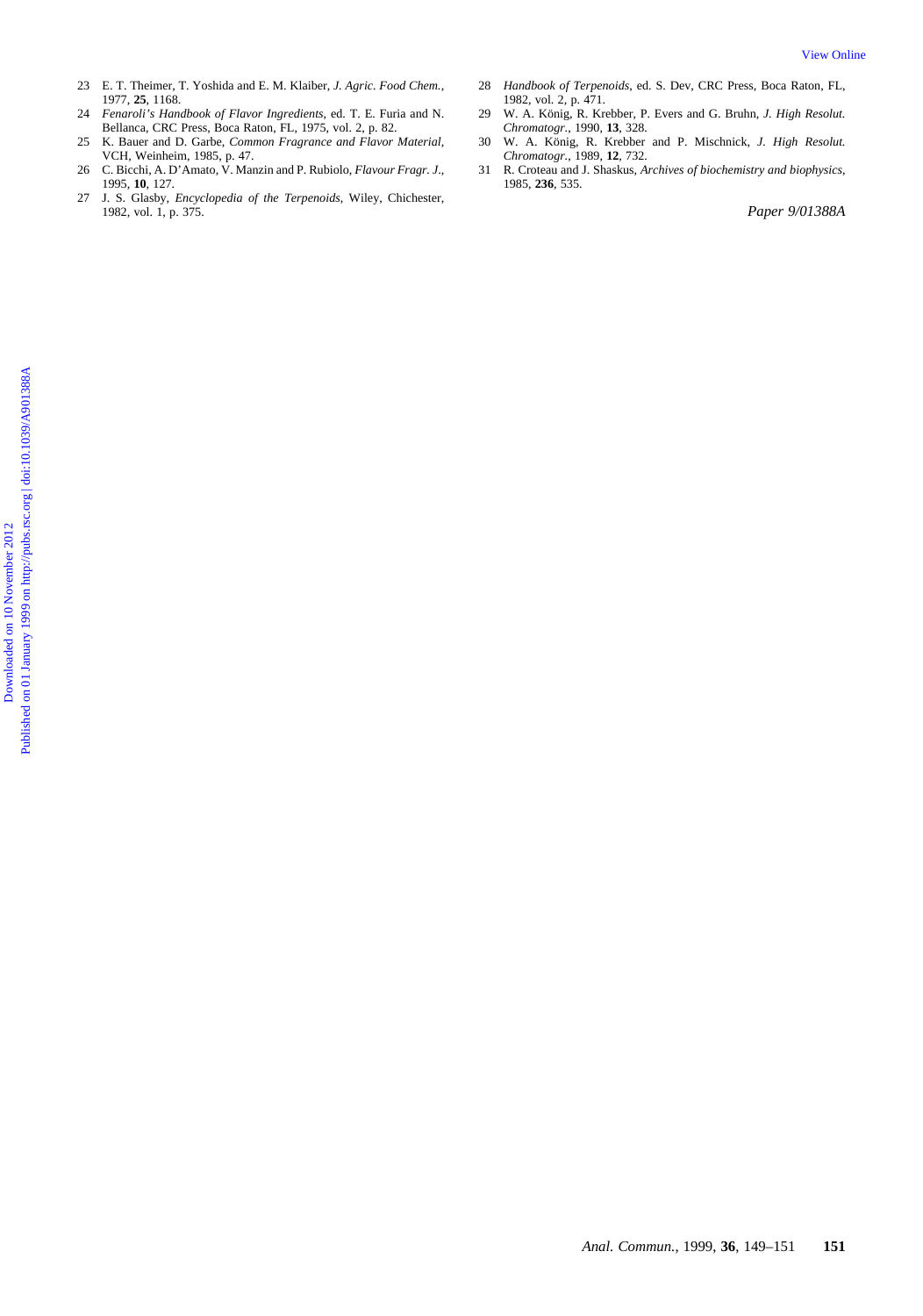23 E. T. Theimer, T. Yoshida and E. M. Klaiber, *J. Agric. Food Chem.*, 1977, **25**, 1168.
24 *Fenaroli's Handbook of Flavor Ingredients*, ed. T. E. Furia and N. Bellanca, CRC Press, Boca Raton, FL, 1975, vol. 2, p. 82.
25 K. Bauer and D. Garbe, *Common Fragrance and Flavor Material*, VCH, Weinheim, 1985, p. 47.
26 C. Bicchi, A. D'Amato, V. Manzin and P. Rubiolo, *Flavour Fragr. J.*, 1995, **10**, 127.
27 J. S. Glasby, *Encyclopedia of the Terpenoids*, Wiley, Chichester, 1982, vol. 1, p. 375.
28 *Handbook of Terpenoids*, ed. S. Dev, CRC Press, Boca Raton, FL, 1982, vol. 2, p. 471.
29 W. A. König, R. Krebber, P. Evers and G. Bruhn, *J. High Resolut. Chromatogr.*, 1990, **13**, 328.
30 W. A. König, R. Krebber and P. Mischnick, *J. High Resolut. Chromatogr.*, 1989, **12**, 732.
31 R. Croteau and J. Shaskus, *Archives of biochemistry and biophysics*, 1985, **236**, 535.

*Paper 9/01388A*